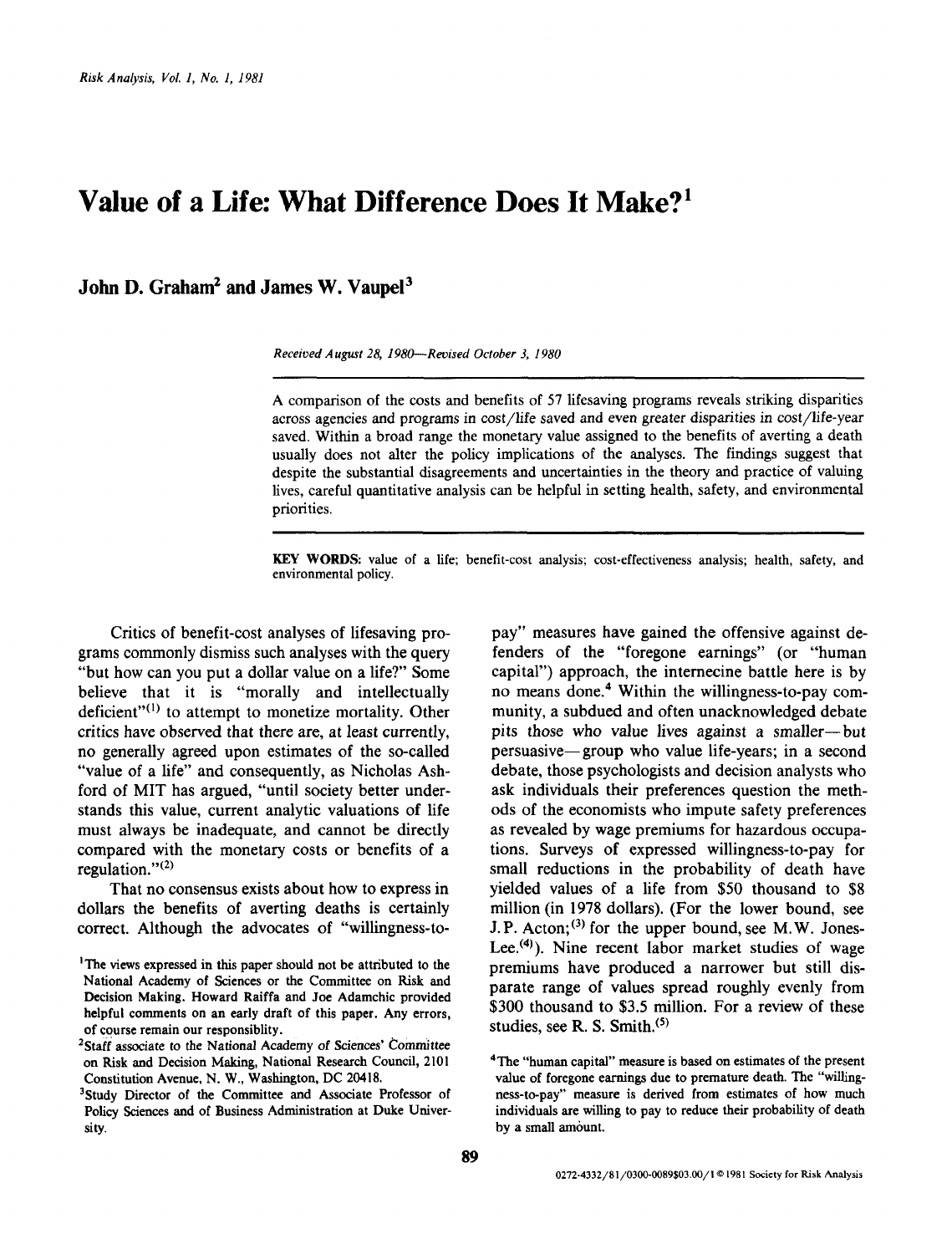# Value of a Life: What Difference Does It Make?[1]

**John D. Graham[2] and James W. Vaupel[3]**

*Received August 28, 1980—Revised October 3, 1980*

A comparison of the costs and benefits of 57 lifesaving programs reveals striking disparities across agencies and programs in cost/life saved and even greater disparities in cost/life-year saved. Within a broad range the monetary value assigned to the benefits of averting a death usually does not alter the policy implications of the analyses. The findings suggest that despite the substantial disagreements and uncertainties in the theory and practice of valuing lives, careful quantitative analysis can be helpful in setting health, safety, and environmental priorities.

**KEY WORDS:** value of a life; benefit-cost analysis; cost-effectiveness analysis; health, safety, and environmental policy.

Critics of benefit-cost analyses of lifesaving programs commonly dismiss such analyses with the query "but how can you put a dollar value on a life?" Some believe that it is "morally and intellectually deficient"[(1)] to attempt to monetize mortality. Other critics have observed that there are, at least currently, no generally agreed upon estimates of the so-called "value of a life" and consequently, as Nicholas Ashford of MIT has argued, "until society better understands this value, current analytic valuations of life must always be inadequate, and cannot be directly compared with the monetary costs or benefits of a regulation."[(2)]

That no consensus exists about how to express in dollars the benefits of averting deaths is certainly correct. Although the advocates of "willingness-to-pay" measures have gained the offensive against defenders of the "foregone earnings" (or "human capital") approach, the internecine battle here is by no means done.[4] Within the willingness-to-pay community, a subdued and often unacknowledged debate pits those who value lives against a smaller—but persuasive—group who value life-years; in a second debate, those psychologists and decision analysts who ask individuals their preferences question the methods of the economists who impute safety preferences as revealed by wage premiums for hazardous occupations. Surveys of expressed willingness-to-pay for small reductions in the probability of death have yielded values of a life from $50 thousand to $8 million (in 1978 dollars). (For the lower bound, see J. P. Acton;[(3)] for the upper bound, see M.W. Jones-Lee.[(4)]). Nine recent labor market studies of wage premiums have produced a narrower but still disparate range of values spread roughly evenly from $300 thousand to $3.5 million. For a review of these studies, see R. S. Smith.[(5)]

[1] The views expressed in this paper should not be attributed to the National Academy of Sciences or the Committee on Risk and Decision Making. Howard Raiffa and Joe Adamchic provided helpful comments on an early draft of this paper. Any errors, of course remain our responsiblity.

[2] Staff associate to the National Academy of Sciences' Committee on Risk and Decision Making, National Research Council, 2101 Constitution Avenue, N. W., Washington, DC 20418.

[3] Study Director of the Committee and Associate Professor of Policy Sciences and of Business Administration at Duke University.

[4] The "human capital" measure is based on estimates of the present value of foregone earnings due to premature death. The "willingness-to-pay" measure is derived from estimates of how much individuals are willing to pay to reduce their probability of death by a small amount.

0272-4332/81/0300-0089$03.00/1 © 1981 Society for Risk Analysis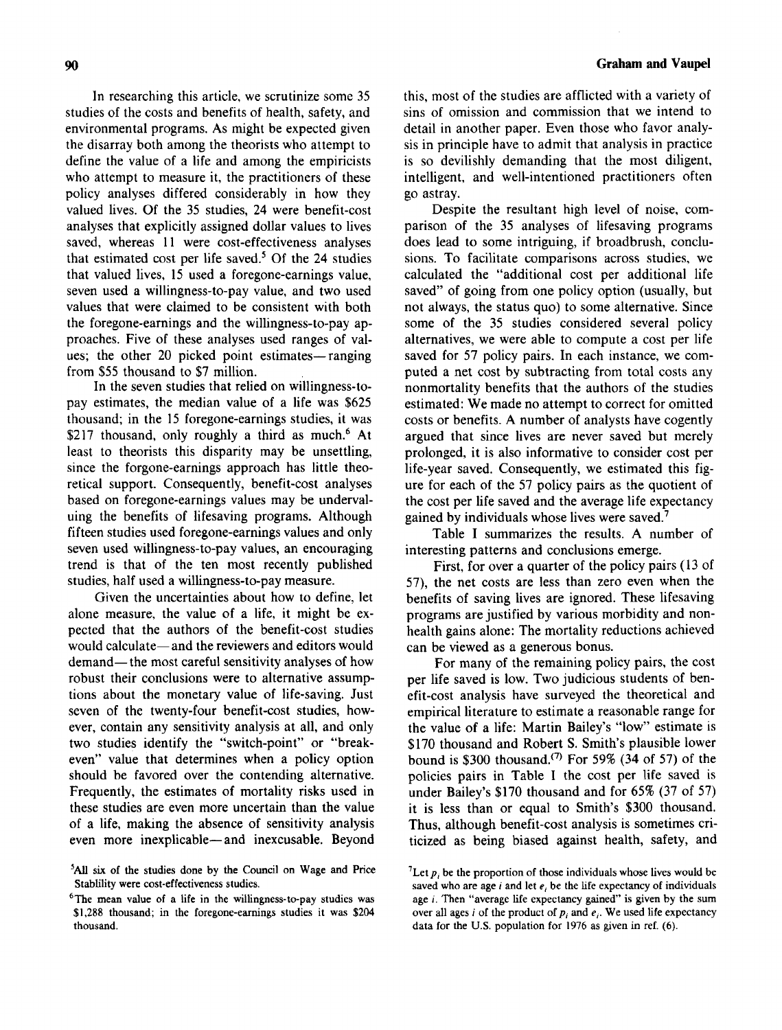In researching this article, we scrutinize some 35 studies of the costs and benefits of health, safety, and environmental programs. As might be expected given the disarray both among the theorists who attempt to define the value of a life and among the empiricists who attempt to measure it, the practitioners of these policy analyses differed considerably in how they valued lives. Of the 35 studies, 24 were benefit-cost analyses that explicitly assigned dollar values to lives saved, whereas 11 were cost-effectiveness analyses that estimated cost per life saved.[5] Of the 24 studies that valued lives, 15 used a foregone-earnings value, seven used a willingness-to-pay value, and two used values that were claimed to be consistent with both the foregone-earnings and the willingness-to-pay approaches. Five of these analyses used ranges of values; the other 20 picked point estimates—ranging from $55 thousand to $7 million.

In the seven studies that relied on willingness-to-pay estimates, the median value of a life was $625 thousand; in the 15 foregone-earnings studies, it was $217 thousand, only roughly a third as much.[6] At least to theorists this disparity may be unsettling, since the forgone-earnings approach has little theoretical support. Consequently, benefit-cost analyses based on foregone-earnings values may be undervaluing the benefits of lifesaving programs. Although fifteen studies used foregone-earnings values and only seven used willingness-to-pay values, an encouraging trend is that of the ten most recently published studies, half used a willingness-to-pay measure.

Given the uncertainties about how to define, let alone measure, the value of a life, it might be expected that the authors of the benefit-cost studies would calculate—and the reviewers and editors would demand—the most careful sensitivity analyses of how robust their conclusions were to alternative assumptions about the monetary value of life-saving. Just seven of the twenty-four benefit-cost studies, however, contain any sensitivity analysis at all, and only two studies identify the "switch-point" or "break-even" value that determines when a policy option should be favored over the contending alternative. Frequently, the estimates of mortality risks used in these studies are even more uncertain than the value of a life, making the absence of sensitivity analysis even more inexplicable—and inexcusable. Beyond this, most of the studies are afflicted with a variety of sins of omission and commission that we intend to detail in another paper. Even those who favor analysis in principle have to admit that analysis in practice is so devilishly demanding that the most diligent, intelligent, and well-intentioned practitioners often go astray.

Despite the resultant high level of noise, comparison of the 35 analyses of lifesaving programs does lead to some intriguing, if broadbrush, conclusions. To facilitate comparisons across studies, we calculated the "additional cost per additional life saved" of going from one policy option (usually, but not always, the status quo) to some alternative. Since some of the 35 studies considered several policy alternatives, we were able to compute a cost per life saved for 57 policy pairs. In each instance, we computed a net cost by subtracting from total costs any nonmortality benefits that the authors of the studies estimated: We made no attempt to correct for omitted costs or benefits. A number of analysts have cogently argued that since lives are never saved but merely prolonged, it is also informative to consider cost per life-year saved. Consequently, we estimated this figure for each of the 57 policy pairs as the quotient of the cost per life saved and the average life expectancy gained by individuals whose lives were saved.[7]

Table I summarizes the results. A number of interesting patterns and conclusions emerge.

First, for over a quarter of the policy pairs (13 of 57), the net costs are less than zero even when the benefits of saving lives are ignored. These lifesaving programs are justified by various morbidity and non-health gains alone: The mortality reductions achieved can be viewed as a generous bonus.

For many of the remaining policy pairs, the cost per life saved is low. Two judicious students of benefit-cost analysis have surveyed the theoretical and empirical literature to estimate a reasonable range for the value of a life: Martin Bailey's "low" estimate is $170 thousand and Robert S. Smith's plausible lower bound is $300 thousand.[7] For 59% (34 of 57) of the policies pairs in Table I the cost per life saved is under Bailey's $170 thousand and for 65% (37 of 57) it is less than or equal to Smith's $300 thousand. Thus, although benefit-cost analysis is sometimes criticized as being biased against health, safety, and

[5] All six of the studies done by the Council on Wage and Price Stablility were cost-effectiveness studies.

[6] The mean value of a life in the willingness-to-pay studies was $1,288 thousand; in the foregone-earnings studies it was $204 thousand.

[7] Let $p_i$ be the proportion of those individuals whose lives would be saved who are age $i$ and let $e_i$ be the life expectancy of individuals age $i$. Then "average life expectancy gained" is given by the sum over all ages $i$ of the product of $p_i$ and $e_i$. We used life expectancy data for the U.S. population for 1976 as given in ref. (6).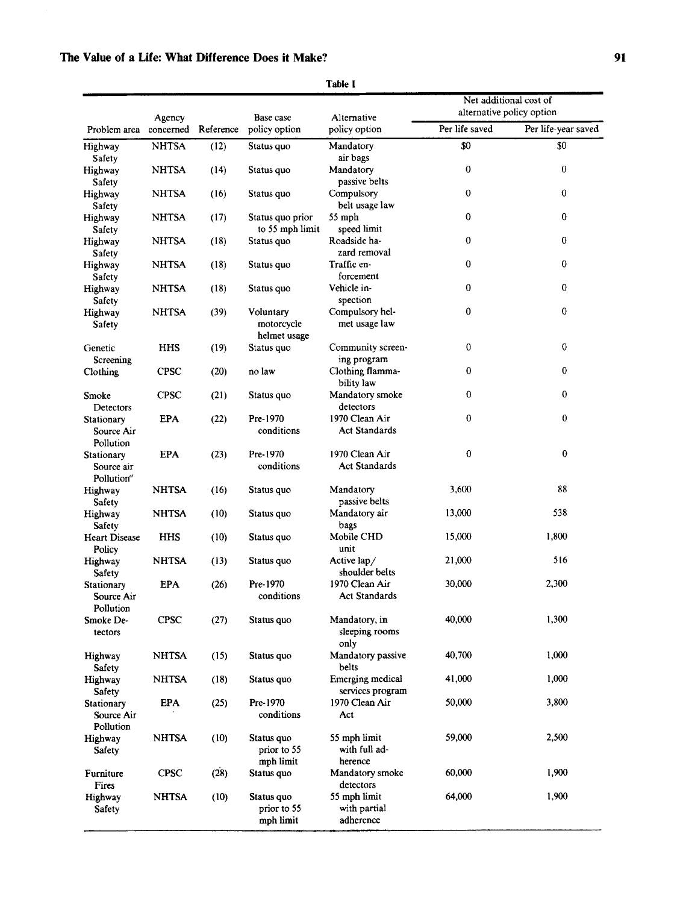**Table I**

| Problem area | Agency concerned | Reference | Base case policy option | Alternative policy option | Net additional cost of alternative policy option | |
|---|---|---|---|---|---|---|
| | | | | | Per life saved | Per life-year saved |
| Highway Safety | NHTSA | (12) | Status quo | Mandatory air bags | $0 | $0 |
| Highway Safety | NHTSA | (14) | Status quo | Mandatory passive belts | 0 | 0 |
| Highway Safety | NHTSA | (16) | Status quo | Compulsory belt usage law | 0 | 0 |
| Highway Safety | NHTSA | (17) | Status quo prior to 55 mph limit | 55 mph speed limit | 0 | 0 |
| Highway Safety | NHTSA | (18) | Status quo | Roadside hazard removal | 0 | 0 |
| Highway Safety | NHTSA | (18) | Status quo | Traffic enforcement | 0 | 0 |
| Highway Safety | NHTSA | (18) | Status quo | Vehicle inspection | 0 | 0 |
| Highway Safety | NHTSA | (39) | Voluntary motorcycle helmet usage | Compulsory helmet usage law | 0 | 0 |
| Genetic Screening | HHS | (19) | Status quo | Community screening program | 0 | 0 |
| Clothing | CPSC | (20) | no law | Clothing flammability law | 0 | 0 |
| Smoke Detectors | CPSC | (21) | Status quo | Mandatory smoke detectors | 0 | 0 |
| Stationary Source Air Pollution | EPA | (22) | Pre-1970 conditions | 1970 Clean Air Act Standards | 0 | 0 |
| Stationary Source air Pollution[a] | EPA | (23) | Pre-1970 conditions | 1970 Clean Air Act Standards | 0 | 0 |
| Highway Safety | NHTSA | (16) | Status quo | Mandatory passive belts | 3,600 | 88 |
| Highway Safety | NHTSA | (10) | Status quo | Mandatory air bags | 13,000 | 538 |
| Heart Disease Policy | HHS | (10) | Status quo | Mobile CHD unit | 15,000 | 1,800 |
| Highway Safety | NHTSA | (13) | Status quo | Active lap/ shoulder belts | 21,000 | 516 |
| Stationary Source Air Pollution | EPA | (26) | Pre-1970 conditions | 1970 Clean Air Act Standards | 30,000 | 2,300 |
| Smoke Detectors | CPSC | (27) | Status quo | Mandatory, in sleeping rooms only | 40,000 | 1,300 |
| Highway Safety | NHTSA | (15) | Status quo | Mandatory passive belts | 40,700 | 1,000 |
| Highway Safety | NHTSA | (18) | Status quo | Emerging medical services program | 41,000 | 1,000 |
| Stationary Source Air Pollution | EPA | (25) | Pre-1970 conditions | 1970 Clean Air Act | 50,000 | 3,800 |
| Highway Safety | NHTSA | (10) | Status quo prior to 55 mph limit | 55 mph limit with full adherence | 59,000 | 2,500 |
| Furniture Fires | CPSC | (28) | Status quo | Mandatory smoke detectors | 60,000 | 1,900 |
| Highway Safety | NHTSA | (10) | Status quo prior to 55 mph limit | 55 mph limit with partial adherence | 64,000 | 1,900 |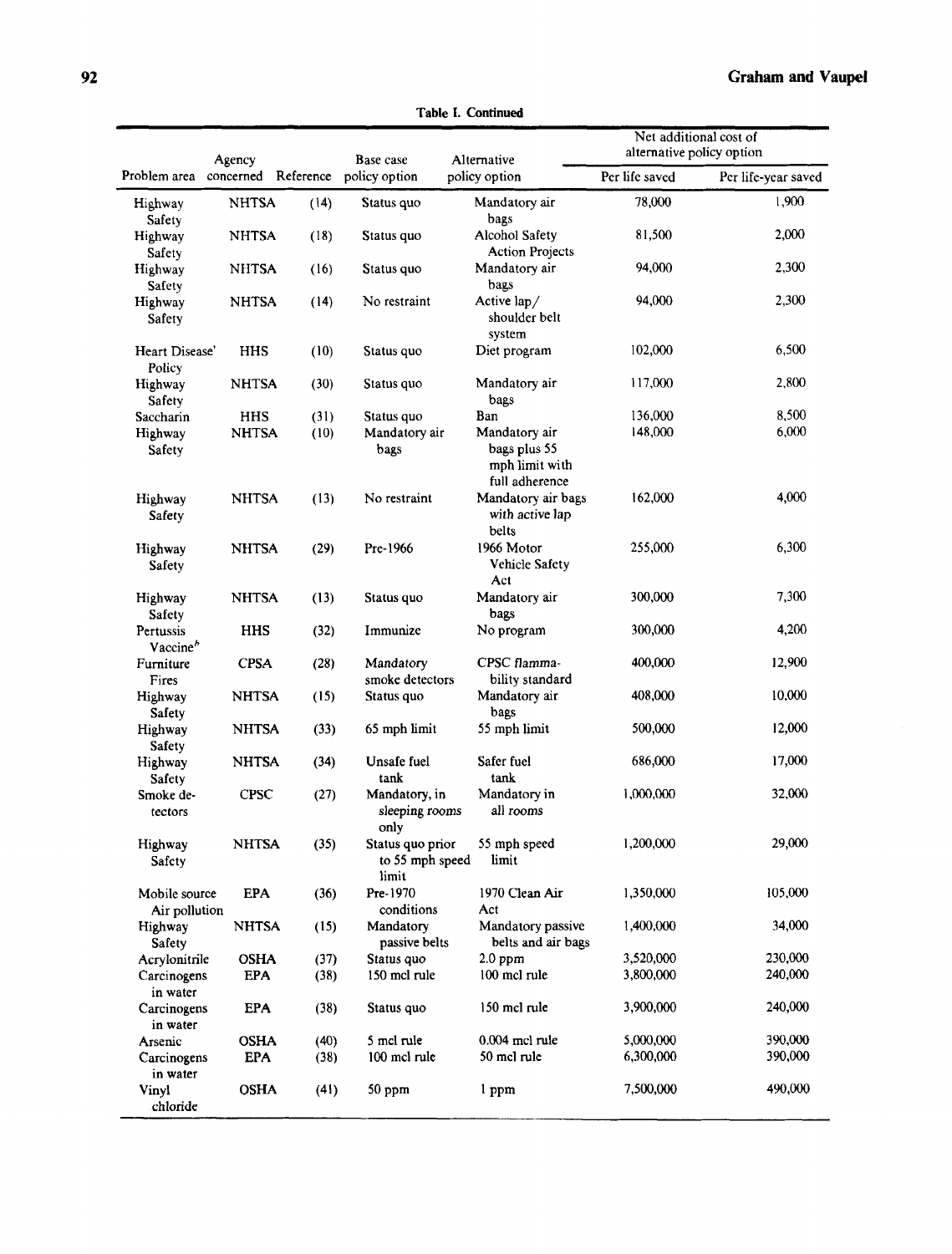**Table I. Continued**

| Problem area | Agency concerned | Reference | Base case policy option | Alternative policy option | Net additional cost of alternative policy option | |
|---|---|---|---|---|---|---|
| | | | | | Per life saved | Per life-year saved |
| Highway Safety | NHTSA | (14) | Status quo | Mandatory air bags | 78,000 | 1,900 |
| Highway Safety | NHTSA | (18) | Status quo | Alcohol Safety Action Projects | 81,500 | 2,000 |
| Highway Safety | NHTSA | (16) | Status quo | Mandatory air bags | 94,000 | 2,300 |
| Highway Safety | NHTSA | (14) | No restraint | Active lap/ shoulder belt system | 94,000 | 2,300 |
| Heart Disease' Policy | HHS | (10) | Status quo | Diet program | 102,000 | 6,500 |
| Highway Safety | NHTSA | (30) | Status quo | Mandatory air bags | 117,000 | 2,800 |
| Saccharin | HHS | (31) | Status quo | Ban | 136,000 | 8,500 |
| Highway Safety | NHTSA | (10) | Mandatory air bags | Mandatory air bags plus 55 mph limit with full adherence | 148,000 | 6,000 |
| Highway Safety | NHTSA | (13) | No restraint | Mandatory air bags with active lap belts | 162,000 | 4,000 |
| Highway Safety | NHTSA | (29) | Pre-1966 | 1966 Motor Vehicle Safety Act | 255,000 | 6,300 |
| Highway Safety | NHTSA | (13) | Status quo | Mandatory air bags | 300,000 | 7,300 |
| Pertussis Vaccine[b] | HHS | (32) | Immunize | No program | 300,000 | 4,200 |
| Furniture Fires | CPSA | (28) | Mandatory smoke detectors | CPSC flammability standard | 400,000 | 12,900 |
| Highway Safety | NHTSA | (15) | Status quo | Mandatory air bags | 408,000 | 10,000 |
| Highway Safety | NHTSA | (33) | 65 mph limit | 55 mph limit | 500,000 | 12,000 |
| Highway Safety | NHTSA | (34) | Unsafe fuel tank | Safer fuel tank | 686,000 | 17,000 |
| Smoke detectors | CPSC | (27) | Mandatory, in sleeping rooms only | Mandatory in all rooms | 1,000,000 | 32,000 |
| Highway Safety | NHTSA | (35) | Status quo prior to 55 mph speed limit | 55 mph speed limit | 1,200,000 | 29,000 |
| Mobile source Air pollution | EPA | (36) | Pre-1970 conditions | 1970 Clean Air Act | 1,350,000 | 105,000 |
| Highway Safety | NHTSA | (15) | Mandatory passive belts | Mandatory passive belts and air bags | 1,400,000 | 34,000 |
| Acrylonitrile | OSHA | (37) | Status quo | 2.0 ppm | 3,520,000 | 230,000 |
| Carcinogens in water | EPA | (38) | 150 mcl rule | 100 mcl rule | 3,800,000 | 240,000 |
| Carcinogens in water | EPA | (38) | Status quo | 150 mcl rule | 3,900,000 | 240,000 |
| Arsenic | OSHA | (40) | 5 mcl rule | 0.004 mcl rule | 5,000,000 | 390,000 |
| Carcinogens in water | EPA | (38) | 100 mcl rule | 50 mcl rule | 6,300,000 | 390,000 |
| Vinyl chloride | OSHA | (41) | 50 ppm | 1 ppm | 7,500,000 | 490,000 |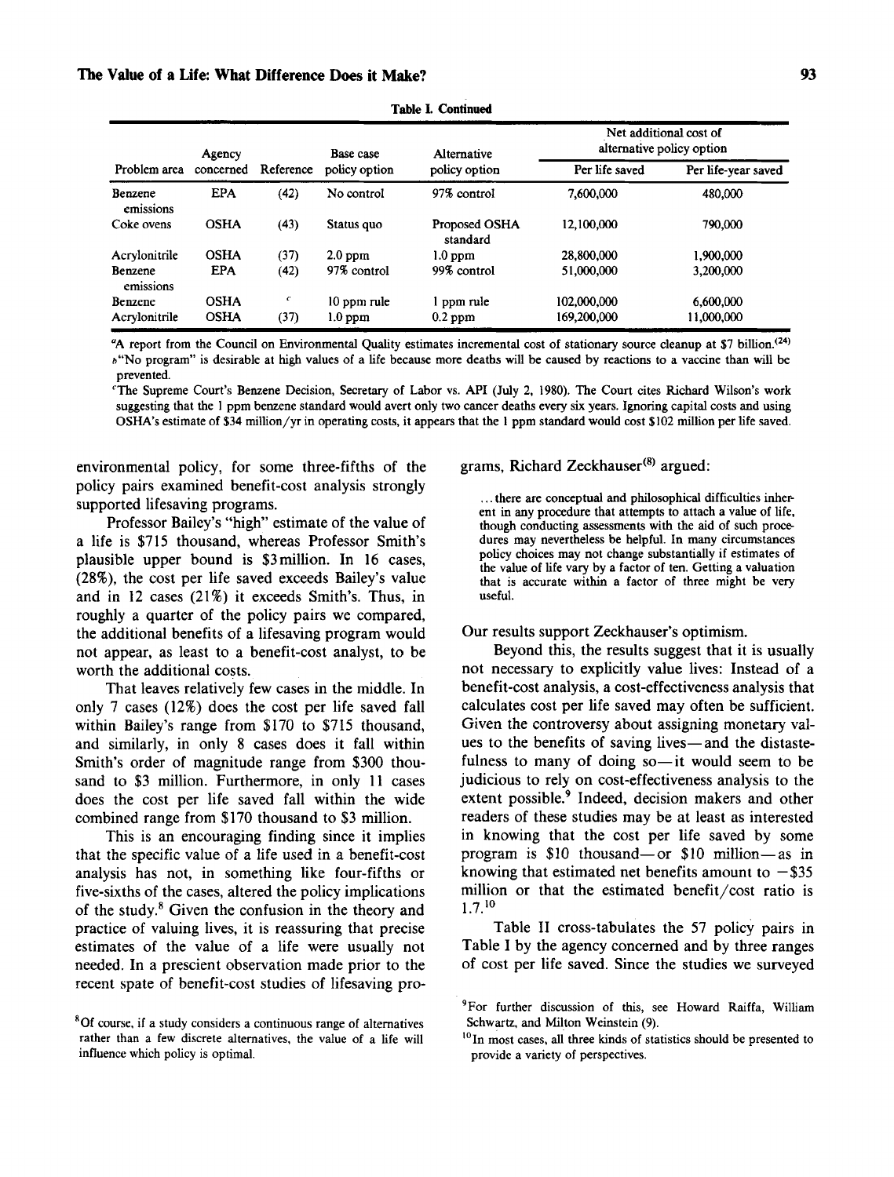**Table I. Continued**

| Problem area | Agency concerned | Reference | Base case policy option | Alternative policy option | Net additional cost of alternative policy option | |
|---|---|---|---|---|---|---|
| | | | | | Per life saved | Per life-year saved |
| Benzene emissions | EPA | (42) | No control | 97% control | 7,600,000 | 480,000 |
| Coke ovens | OSHA | (43) | Status quo | Proposed OSHA standard | 12,100,000 | 790,000 |
| Acrylonitrile | OSHA | (37) | 2.0 ppm | 1.0 ppm | 28,800,000 | 1,900,000 |
| Benzene emissions | EPA | (42) | 97% control | 99% control | 51,000,000 | 3,200,000 |
| Benzene | OSHA | [c] | 10 ppm rule | 1 ppm rule | 102,000,000 | 6,600,000 |
| Acrylonitrile | OSHA | (37) | 1.0 ppm | 0.2 ppm | 169,200,000 | 11,000,000 |

[a] A report from the Council on Environmental Quality estimates incremental cost of stationary source cleanup at $7 billion.[(24)]
[b] "No program" is desirable at high values of a life because more deaths will be caused by reactions to a vaccine than will be prevented.
[c] The Supreme Court's Benzene Decision, Secretary of Labor vs. API (July 2, 1980). The Court cites Richard Wilson's work suggesting that the 1 ppm benzene standard would avert only two cancer deaths every six years. Ignoring capital costs and using OSHA's estimate of $34 million/yr in operating costs, it appears that the 1 ppm standard would cost $102 million per life saved.

environmental policy, for some three-fifths of the policy pairs examined benefit-cost analysis strongly supported lifesaving programs.

Professor Bailey's "high" estimate of the value of a life is $715 thousand, whereas Professor Smith's plausible upper bound is $3 million. In 16 cases, (28%), the cost per life saved exceeds Bailey's value and in 12 cases (21%) it exceeds Smith's. Thus, in roughly a quarter of the policy pairs we compared, the additional benefits of a lifesaving program would not appear, as least to a benefit-cost analyst, to be worth the additional costs.

That leaves relatively few cases in the middle. In only 7 cases (12%) does the cost per life saved fall within Bailey's range from $170 to $715 thousand, and similarly, in only 8 cases does it fall within Smith's order of magnitude range from $300 thousand to $3 million. Furthermore, in only 11 cases does the cost per life saved fall within the wide combined range from $170 thousand to $3 million.

This is an encouraging finding since it implies that the specific value of a life used in a benefit-cost analysis has not, in something like four-fifths or five-sixths of the cases, altered the policy implications of the study.[8] Given the confusion in the theory and practice of valuing lives, it is reassuring that precise estimates of the value of a life were usually not needed. In a prescient observation made prior to the recent spate of benefit-cost studies of lifesaving programs, Richard Zeckhauser[(8)] argued:

> ... there are conceptual and philosophical difficulties inherent in any procedure that attempts to attach a value of life, though conducting assessments with the aid of such procedures may nevertheless be helpful. In many circumstances policy choices may not change substantially if estimates of the value of life vary by a factor of ten. Getting a valuation that is accurate within a factor of three might be very useful.

Our results support Zeckhauser's optimism.

Beyond this, the results suggest that it is usually not necessary to explicitly value lives: Instead of a benefit-cost analysis, a cost-effectiveness analysis that calculates cost per life saved may often be sufficient. Given the controversy about assigning monetary values to the benefits of saving lives—and the distastefulness to many of doing so—it would seem to be judicious to rely on cost-effectiveness analysis to the extent possible.[9] Indeed, decision makers and other readers of these studies may be at least as interested in knowing that the cost per life saved by some program is $10 thousand—or $10 million—as in knowing that estimated net benefits amount to −$35 million or that the estimated benefit/cost ratio is 1.7.[10]

Table II cross-tabulates the 57 policy pairs in Table I by the agency concerned and by three ranges of cost per life saved. Since the studies we surveyed

[8] Of course, if a study considers a continuous range of alternatives rather than a few discrete alternatives, the value of a life will influence which policy is optimal.

[9] For further discussion of this, see Howard Raiffa, William Schwartz, and Milton Weinstein (9).

[10] In most cases, all three kinds of statistics should be presented to provide a variety of perspectives.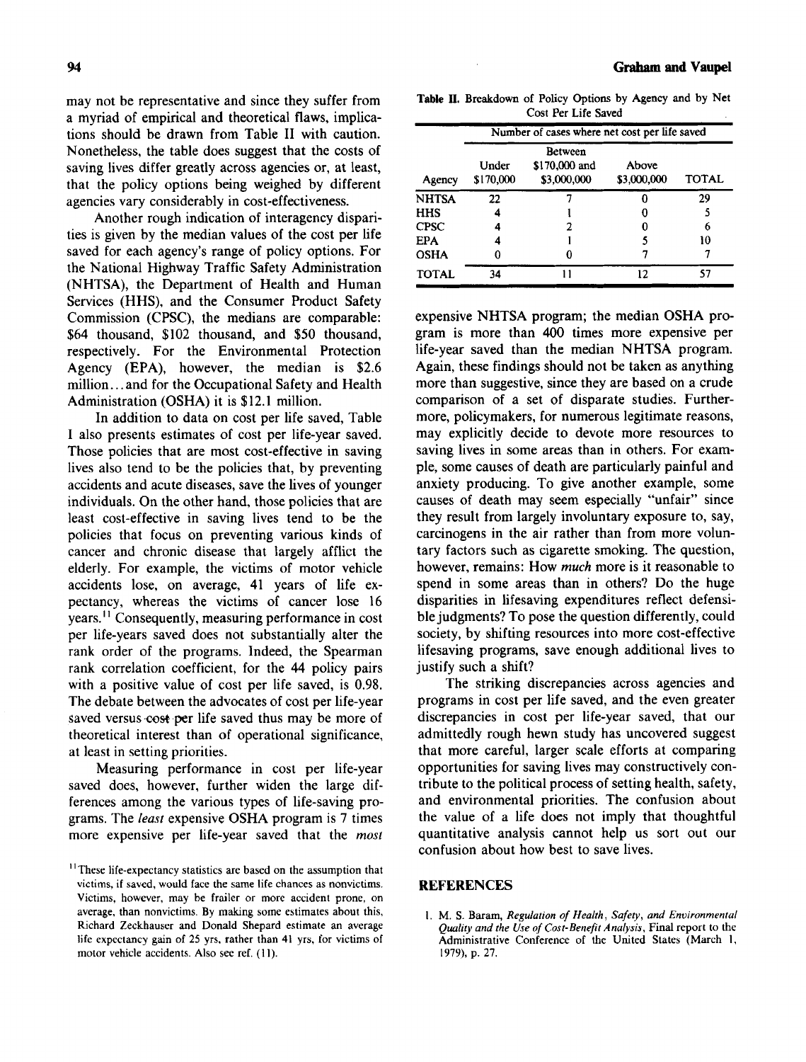may not be representative and since they suffer from a myriad of empirical and theoretical flaws, implications should be drawn from Table II with caution. Nonetheless, the table does suggest that the costs of saving lives differ greatly across agencies or, at least, that the policy options being weighed by different agencies vary considerably in cost-effectiveness.

Another rough indication of interagency disparities is given by the median values of the cost per life saved for each agency's range of policy options. For the National Highway Traffic Safety Administration (NHTSA), the Department of Health and Human Services (HHS), and the Consumer Product Safety Commission (CPSC), the medians are comparable: \$64 thousand, \$102 thousand, and \$50 thousand, respectively. For the Environmental Protection Agency (EPA), however, the median is \$2.6 million... and for the Occupational Safety and Health Administration (OSHA) it is \$12.1 million.

In addition to data on cost per life saved, Table I also presents estimates of cost per life-year saved. Those policies that are most cost-effective in saving lives also tend to be the policies that, by preventing accidents and acute diseases, save the lives of younger individuals. On the other hand, those policies that are least cost-effective in saving lives tend to be the policies that focus on preventing various kinds of cancer and chronic disease that largely afflict the elderly. For example, the victims of motor vehicle accidents lose, on average, 41 years of life expectancy, whereas the victims of cancer lose 16 years.[11] Consequently, measuring performance in cost per life-years saved does not substantially alter the rank order of the programs. Indeed, the Spearman rank correlation coefficient, for the 44 policy pairs with a positive value of cost per life saved, is 0.98. The debate between the advocates of cost per life-year saved versus cost per life saved thus may be more of theoretical interest than of operational significance, at least in setting priorities.

Measuring performance in cost per life-year saved does, however, further widen the large differences among the various types of life-saving programs. The *least* expensive OSHA program is 7 times more expensive per life-year saved that the *most* expensive NHTSA program; the median OSHA program is more than 400 times more expensive per life-year saved than the median NHTSA program. Again, these findings should not be taken as anything more than suggestive, since they are based on a crude comparison of a set of disparate studies. Furthermore, policymakers, for numerous legitimate reasons, may explicitly decide to devote more resources to saving lives in some areas than in others. For example, some causes of death are particularly painful and anxiety producing. To give another example, some causes of death may seem especially "unfair" since they result from largely involuntary exposure to, say, carcinogens in the air rather than from more voluntary factors such as cigarette smoking. The question, however, remains: How *much* more is it reasonable to spend in some areas than in others? Do the huge disparities in lifesaving expenditures reflect defensible judgments? To pose the question differently, could society, by shifting resources into more cost-effective lifesaving programs, save enough additional lives to justify such a shift?

The striking discrepancies across agencies and programs in cost per life saved, and the even greater discrepancies in cost per life-year saved, that our admittedly rough hewn study has uncovered suggest that more careful, larger scale efforts at comparing opportunities for saving lives may constructively contribute to the political process of setting health, safety, and environmental priorities. The confusion about the value of a life does not imply that thoughtful quantitative analysis cannot help us sort out our confusion about how best to save lives.

**Table II.** Breakdown of Policy Options by Agency and by Net Cost Per Life Saved

| | Number of cases where net cost per life saved | | | |
|---|---|---|---|---|
| Agency | Under \$170,000 | Between \$170,000 and \$3,000,000 | Above \$3,000,000 | TOTAL |
| NHTSA | 22 | 7 | 0 | 29 |
| HHS | 4 | 1 | 0 | 5 |
| CPSC | 4 | 2 | 0 | 6 |
| EPA | 4 | 1 | 5 | 10 |
| OSHA | 0 | 0 | 7 | 7 |
| TOTAL | 34 | 11 | 12 | 57 |

[11] These life-expectancy statistics are based on the assumption that victims, if saved, would face the same life chances as nonvictims. Victims, however, may be frailer or more accident prone, on average, than nonvictims. By making some estimates about this, Richard Zeckhauser and Donald Shepard estimate an average life expectancy gain of 25 yrs, rather than 41 yrs, for victims of motor vehicle accidents. Also see ref. (11).

## REFERENCES

1. M. S. Baram, *Regulation of Health, Safety, and Environmental Quality and the Use of Cost-Benefit Analysis*, Final report to the Administrative Conference of the United States (March 1, 1979), p. 27.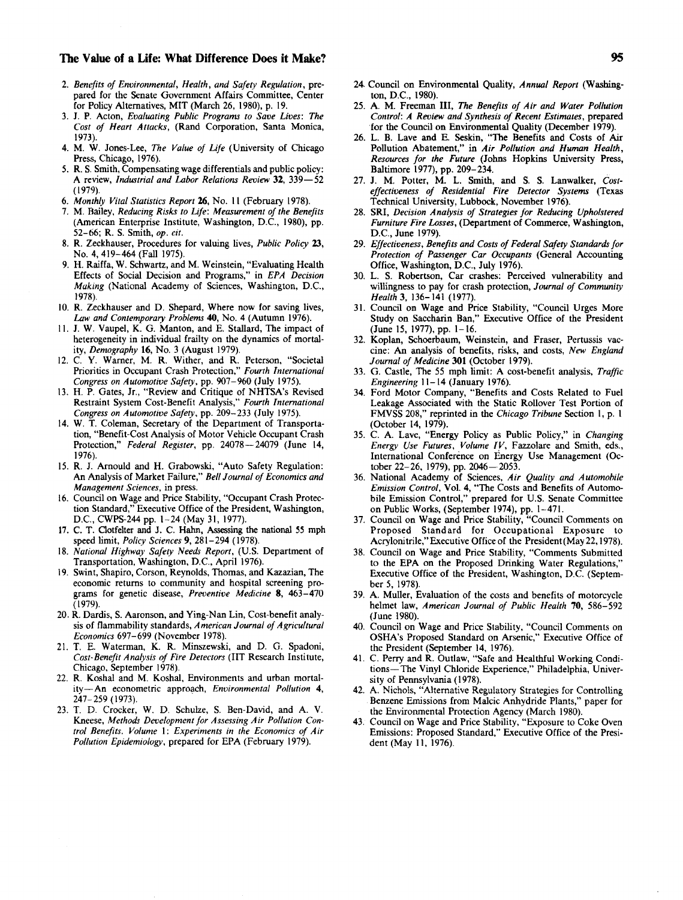2. *Benefits of Environmental, Health, and Safety Regulation*, prepared for the Senate Government Affairs Committee, Center for Policy Alternatives, MIT (March 26, 1980), p. 19.
3. J. P. Acton, *Evaluating Public Programs to Save Lives: The Cost of Heart Attacks*, (Rand Corporation, Santa Monica, 1973).
4. M. W. Jones-Lee, *The Value of Life* (University of Chicago Press, Chicago, 1976).
5. R. S. Smith, Compensating wage differentials and public policy: A review, *Industrial and Labor Relations Review* **32**, 339—52 (1979).
6. *Monthly Vital Statistics Report* **26**, No. 11 (February 1978).
7. M. Bailey, *Reducing Risks to Life: Measurement of the Benefits* (American Enterprise Institute, Washington, D.C., 1980), pp. 52-66; R. S. Smith, *op. cit.*
8. R. Zeckhauser, Procedures for valuing lives, *Public Policy* **23**, No. 4, 419-464 (Fall 1975).
9. H. Raiffa, W. Schwartz, and M. Weinstein, "Evaluating Health Effects of Social Decision and Programs," in *EPA Decision Making* (National Academy of Sciences, Washington, D.C., 1978).
10. R. Zeckhauser and D. Shepard, Where now for saving lives, *Law and Contemporary Problems* **40**, No. 4 (Autumn 1976).
11. J. W. Vaupel, K. G. Manton, and E. Stallard, The impact of heterogeneity in individual frailty on the dynamics of mortality, *Demography* **16**, No. 3 (August 1979).
12. C. Y. Warner, M. R. Wither, and R. Peterson, "Societal Priorities in Occupant Crash Protection," *Fourth International Congress on Automotive Safety*, pp. 907-960 (July 1975).
13. H. P. Gates, Jr., "Review and Critique of NHTSA's Revised Restraint System Cost-Benefit Analysis," *Fourth International Congress on Automotive Safety*, pp. 209-233 (July 1975).
14. W. T. Coleman, Secretary of the Department of Transportation, "Benefit-Cost Analysis of Motor Vehicle Occupant Crash Protection," *Federal Register*, pp. 24078—24079 (June 14, 1976).
15. R. J. Arnould and H. Grabowski, "Auto Safety Regulation: An Analysis of Market Failure," *Bell Journal of Economics and Management Sciences*, in press.
16. Council on Wage and Price Stability, "Occupant Crash Protection Standard," Executive Office of the President, Washington, D.C., CWPS-244 pp. 1-24 (May 31, 1977).
17. C. T. Clotfelter and J. C. Hahn, Assessing the national 55 mph speed limit, *Policy Sciences* **9**, 281-294 (1978).
18. *National Highway Safety Needs Report*, (U.S. Department of Transportation, Washington, D.C., April 1976).
19. Swint, Shapiro, Corson, Reynolds, Thomas, and Kazazian, The economic returns to community and hospital screening programs for genetic disease, *Preventive Medicine* **8**, 463-470 (1979).
20. R. Dardis, S. Aaronson, and Ying-Nan Lin, Cost-benefit analysis of flammability standards, *American Journal of Agricultural Economics* 697-699 (November 1978).
21. T. E. Waterman, K. R. Minszewski, and D. G. Spadoni, *Cost-Benefit Analysis of Fire Detectors* (IIT Research Institute, Chicago, September 1978).
22. R. Koshal and M. Koshal, Environments and urban mortality—An econometric approach, *Environmental Pollution* **4**, 247-259 (1973).
23. T. D. Crocker, W. D. Schulze, S. Ben-David, and A. V. Kneese, *Methods Development for Assessing Air Pollution Control Benefits. Volume 1: Experiments in the Economics of Air Pollution Epidemiology*, prepared for EPA (February 1979).
24. Council on Environmental Quality, *Annual Report* (Washington, D.C., 1980).
25. A. M. Freeman III, *The Benefits of Air and Water Pollution Control: A Review and Synthesis of Recent Estimates*, prepared for the Council on Environmental Quality (December 1979).
26. L. B. Lave and E. Seskin, "The Benefits and Costs of Air Pollution Abatement," in *Air Pollution and Human Health*, *Resources for the Future* (Johns Hopkins University Press, Baltimore 1977), pp. 209-234.
27. J. M. Potter, M. L. Smith, and S. S. Lanwalker, *Cost-effectiveness of Residential Fire Detector Systems* (Texas Technical University, Lubbock, November 1976).
28. SRI, *Decision Analysis of Strategies for Reducing Upholstered Furniture Fire Losses*, (Department of Commerce, Washington, D.C., June 1979).
29. *Effectiveness, Benefits and Costs of Federal Safety Standards for Protection of Passenger Car Occupants* (General Accounting Office, Washington, D.C., July 1976).
30. L. S. Robertson, Car crashes: Perceived vulnerability and willingness to pay for crash protection, *Journal of Community Health* 3, 136-141 (1977).
31. Council on Wage and Price Stability, "Council Urges More Study on Saccharin Ban," Executive Office of the President (June 15, 1977), pp. 1-16.
32. Koplan, Schoerbaum, Weinstein, and Fraser, Pertussis vaccine: An analysis of benefits, risks, and costs, *New England Journal of Medicine* **301** (October 1979).
33. G. Castle, The 55 mph limit: A cost-benefit analysis, *Traffic Engineering* 11-14 (January 1976).
34. Ford Motor Company, "Benefits and Costs Related to Fuel Leakage Associated with the Static Rollover Test Portion of FMVSS 208," reprinted in the *Chicago Tribune* Section 1, p. 1 (October 14, 1979).
35. C. A. Lave, "Energy Policy as Public Policy," in *Changing Energy Use Futures, Volume IV*, Fazzolare and Smith, eds., International Conference on Energy Use Management (October 22-26, 1979), pp. 2046—2053.
36. National Academy of Sciences, *Air Quality and Automobile Emission Control*, Vol. 4, "The Costs and Benefits of Automobile Emission Control," prepared for U.S. Senate Committee on Public Works, (September 1974), pp. 1-471.
37. Council on Wage and Price Stability, "Council Comments on Proposed Standard for Occupational Exposure to Acrylonitrile," Executive Office of the President (May 22, 1978).
38. Council on Wage and Price Stability, "Comments Submitted to the EPA on the Proposed Drinking Water Regulations," Executive Office of the President, Washington, D.C. (September 5, 1978).
39. A. Muller, Evaluation of the costs and benefits of motorcycle helmet law, *American Journal of Public Health* **70**, 586-592 (June 1980).
40. Council on Wage and Price Stability, "Council Comments on OSHA's Proposed Standard on Arsenic," Executive Office of the President (September 14, 1976).
41. C. Perry and R. Outlaw, "Safe and Healthful Working Conditions—The Vinyl Chloride Experience," Philadelphia, University of Pennsylvania (1978).
42. A. Nichols, "Alternative Regulatory Strategies for Controlling Benzene Emissions from Malcic Anhydride Plants," paper for the Environmental Protection Agency (March 1980).
43. Council on Wage and Price Stability, "Exposure to Coke Oven Emissions: Proposed Standard," Executive Office of the President (May 11, 1976).